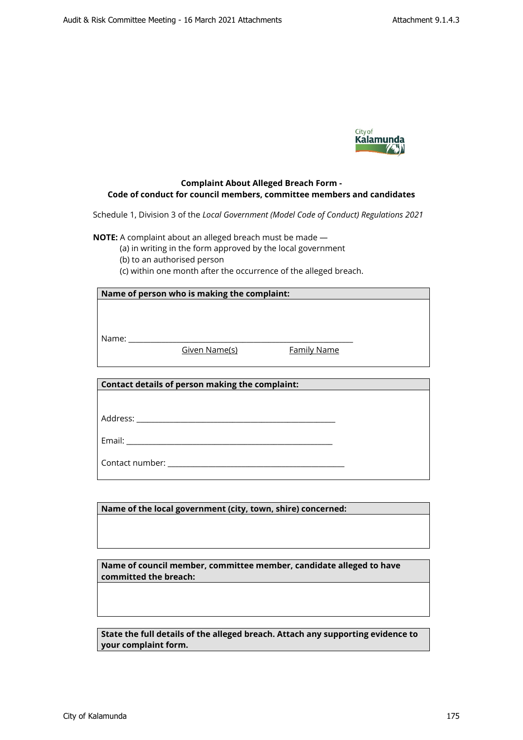**Complaint About Alleged Breach Form -**
**Code of conduct for council members, committee members and candidates**

Schedule 1, Division 3 of the *Local Government (Model Code of Conduct) Regulations 2021*

**NOTE:** A complaint about an alleged breach must be made —

(a) in writing in the form approved by the local government
(b) to an authorised person
(c) within one month after the occurrence of the alleged breach.

| **Name of person who is making the complaint:** |
|---|
| Name: ______________________________________________<br>Given Name(s) Family Name |

| **Contact details of person making the complaint:** |
|---|
| Address: ______________________________________________<br>Email: ______________________________________________<br>Contact number: ______________________________________ |

| **Name of the local government (city, town, shire) concerned:** |
|---|
| |

| **Name of council member, committee member, candidate alleged to have committed the breach:** |
|---|
| |

| **State the full details of the alleged breach. Attach any supporting evidence to your complaint form.** |
|---|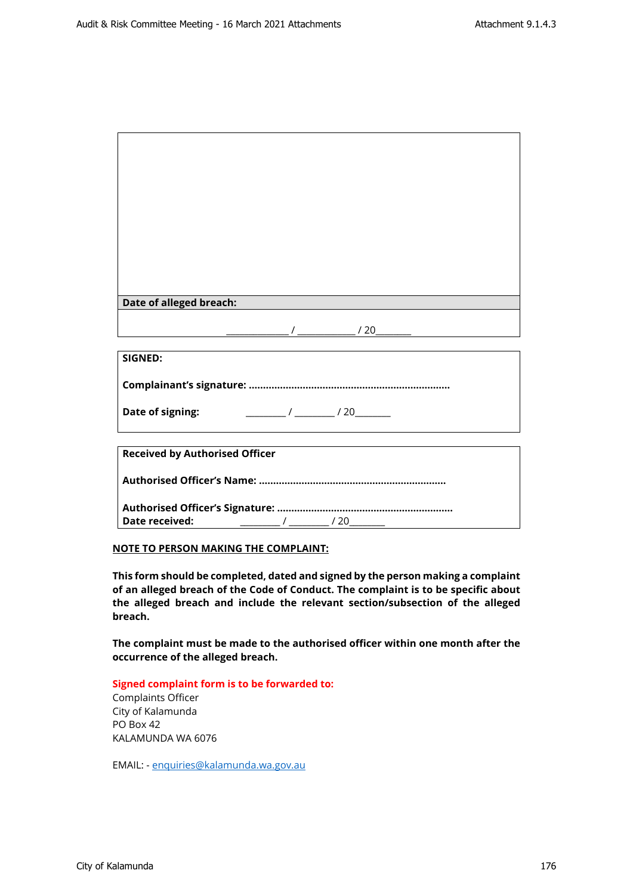| |
|---|
| |
| **Date of alleged breach:** |
| _____________ / ____________ / 20_______ |

| |
|---|
| **SIGNED:** |
| **Complainant's signature: ......................................................................** |
| **Date of signing:** ________ / ________ / 20_______ |

| |
|---|
| **Received by Authorised Officer** |
| **Authorised Officer's Name: .................................................................** |
| **Authorised Officer's Signature: .............................................................** |
| **Date received:** ________ / ________ / 20_______ |

**NOTE TO PERSON MAKING THE COMPLAINT:**

**This form should be completed, dated and signed by the person making a complaint of an alleged breach of the Code of Conduct. The complaint is to be specific about the alleged breach and include the relevant section/subsection of the alleged breach.**

**The complaint must be made to the authorised officer within one month after the occurrence of the alleged breach.**

**Signed complaint form is to be forwarded to:**

Complaints Officer
City of Kalamunda
PO Box 42
KALAMUNDA WA 6076

EMAIL: - enquiries@kalamunda.wa.gov.au